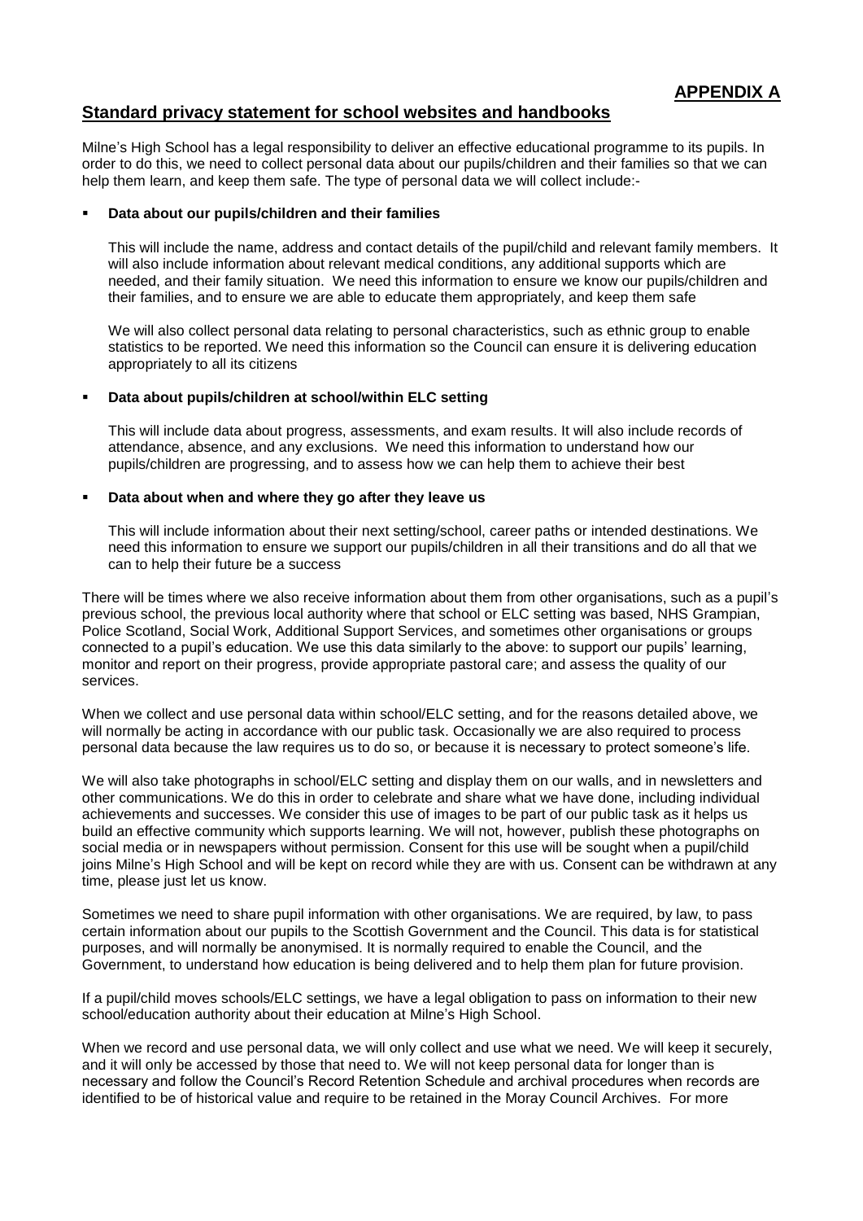**APPENDIX A**

## Standard privacy statement for school websites and handbooks

Milne's High School has a legal responsibility to deliver an effective educational programme to its pupils. In order to do this, we need to collect personal data about our pupils/children and their families so that we can help them learn, and keep them safe. The type of personal data we will collect include:-

- **Data about our pupils/children and their families**

  This will include the name, address and contact details of the pupil/child and relevant family members. It will also include information about relevant medical conditions, any additional supports which are needed, and their family situation. We need this information to ensure we know our pupils/children and their families, and to ensure we are able to educate them appropriately, and keep them safe

  We will also collect personal data relating to personal characteristics, such as ethnic group to enable statistics to be reported. We need this information so the Council can ensure it is delivering education appropriately to all its citizens

- **Data about pupils/children at school/within ELC setting**

  This will include data about progress, assessments, and exam results. It will also include records of attendance, absence, and any exclusions. We need this information to understand how our pupils/children are progressing, and to assess how we can help them to achieve their best

- **Data about when and where they go after they leave us**

  This will include information about their next setting/school, career paths or intended destinations. We need this information to ensure we support our pupils/children in all their transitions and do all that we can to help their future be a success

There will be times where we also receive information about them from other organisations, such as a pupil's previous school, the previous local authority where that school or ELC setting was based, NHS Grampian, Police Scotland, Social Work, Additional Support Services, and sometimes other organisations or groups connected to a pupil's education. We use this data similarly to the above: to support our pupils' learning, monitor and report on their progress, provide appropriate pastoral care; and assess the quality of our services.

When we collect and use personal data within school/ELC setting, and for the reasons detailed above, we will normally be acting in accordance with our public task. Occasionally we are also required to process personal data because the law requires us to do so, or because it is necessary to protect someone's life.

We will also take photographs in school/ELC setting and display them on our walls, and in newsletters and other communications. We do this in order to celebrate and share what we have done, including individual achievements and successes. We consider this use of images to be part of our public task as it helps us build an effective community which supports learning. We will not, however, publish these photographs on social media or in newspapers without permission. Consent for this use will be sought when a pupil/child joins Milne's High School and will be kept on record while they are with us. Consent can be withdrawn at any time, please just let us know.

Sometimes we need to share pupil information with other organisations. We are required, by law, to pass certain information about our pupils to the Scottish Government and the Council. This data is for statistical purposes, and will normally be anonymised. It is normally required to enable the Council, and the Government, to understand how education is being delivered and to help them plan for future provision.

If a pupil/child moves schools/ELC settings, we have a legal obligation to pass on information to their new school/education authority about their education at Milne's High School.

When we record and use personal data, we will only collect and use what we need. We will keep it securely, and it will only be accessed by those that need to. We will not keep personal data for longer than is necessary and follow the Council's Record Retention Schedule and archival procedures when records are identified to be of historical value and require to be retained in the Moray Council Archives. For more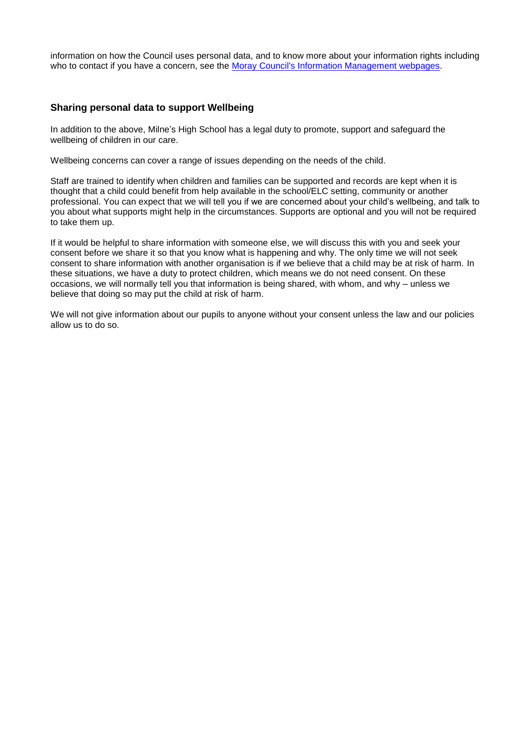information on how the Council uses personal data, and to know more about your information rights including who to contact if you have a concern, see the [Moray Council's Information Management webpages](#).

## Sharing personal data to support Wellbeing

In addition to the above, Milne's High School has a legal duty to promote, support and safeguard the wellbeing of children in our care.

Wellbeing concerns can cover a range of issues depending on the needs of the child.

Staff are trained to identify when children and families can be supported and records are kept when it is thought that a child could benefit from help available in the school/ELC setting, community or another professional. You can expect that we will tell you if we are concerned about your child's wellbeing, and talk to you about what supports might help in the circumstances. Supports are optional and you will not be required to take them up.

If it would be helpful to share information with someone else, we will discuss this with you and seek your consent before we share it so that you know what is happening and why. The only time we will not seek consent to share information with another organisation is if we believe that a child may be at risk of harm. In these situations, we have a duty to protect children, which means we do not need consent. On these occasions, we will normally tell you that information is being shared, with whom, and why – unless we believe that doing so may put the child at risk of harm.

We will not give information about our pupils to anyone without your consent unless the law and our policies allow us to do so.